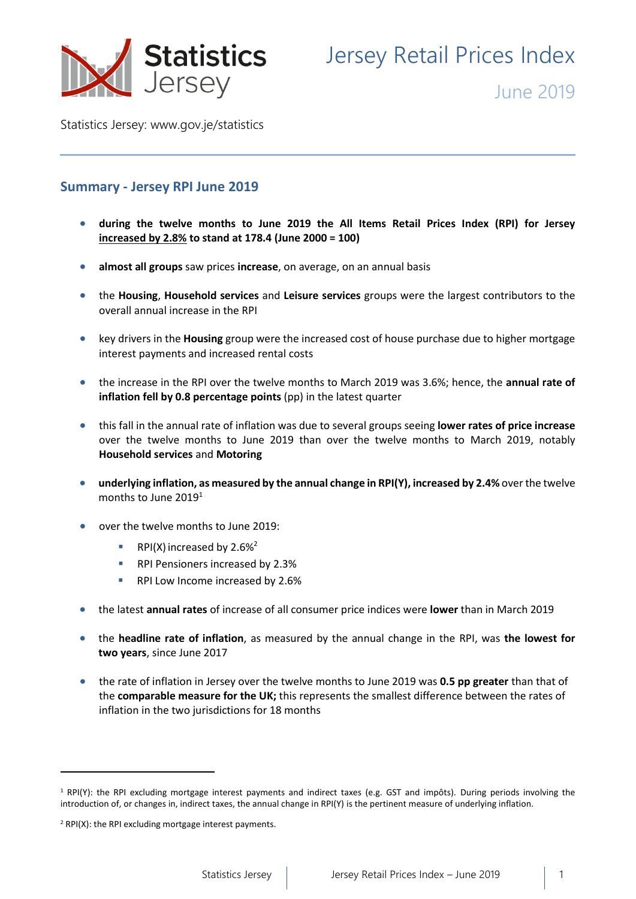# Jersey Retail Prices Index

June 2019

Statistics Jersey: www.gov.je/statistics

## Summary - Jersey RPI June 2019

- **during the twelve months to June 2019 the All Items Retail Prices Index (RPI) for Jersey increased by 2.8% to stand at 178.4 (June 2000 = 100)**
- **almost all groups** saw prices **increase**, on average, on an annual basis
- the **Housing**, **Household services** and **Leisure services** groups were the largest contributors to the overall annual increase in the RPI
- key drivers in the **Housing** group were the increased cost of house purchase due to higher mortgage interest payments and increased rental costs
- the increase in the RPI over the twelve months to March 2019 was 3.6%; hence, the **annual rate of inflation fell by 0.8 percentage points** (pp) in the latest quarter
- this fall in the annual rate of inflation was due to several groups seeing **lower rates of price increase** over the twelve months to June 2019 than over the twelve months to March 2019, notably **Household services** and **Motoring**
- **underlying inflation, as measured by the annual change in RPI(Y), increased by 2.4%** over the twelve months to June 2019[1]
- over the twelve months to June 2019:
  - RPI(X) increased by 2.6%[2]
  - RPI Pensioners increased by 2.3%
  - RPI Low Income increased by 2.6%
- the latest **annual rates** of increase of all consumer price indices were **lower** than in March 2019
- the **headline rate of inflation**, as measured by the annual change in the RPI, was **the lowest for two years**, since June 2017
- the rate of inflation in Jersey over the twelve months to June 2019 was **0.5 pp greater** than that of the **comparable measure for the UK;** this represents the smallest difference between the rates of inflation in the two jurisdictions for 18 months

---

[1] RPI(Y): the RPI excluding mortgage interest payments and indirect taxes (e.g. GST and impôts). During periods involving the introduction of, or changes in, indirect taxes, the annual change in RPI(Y) is the pertinent measure of underlying inflation.

[2] RPI(X): the RPI excluding mortgage interest payments.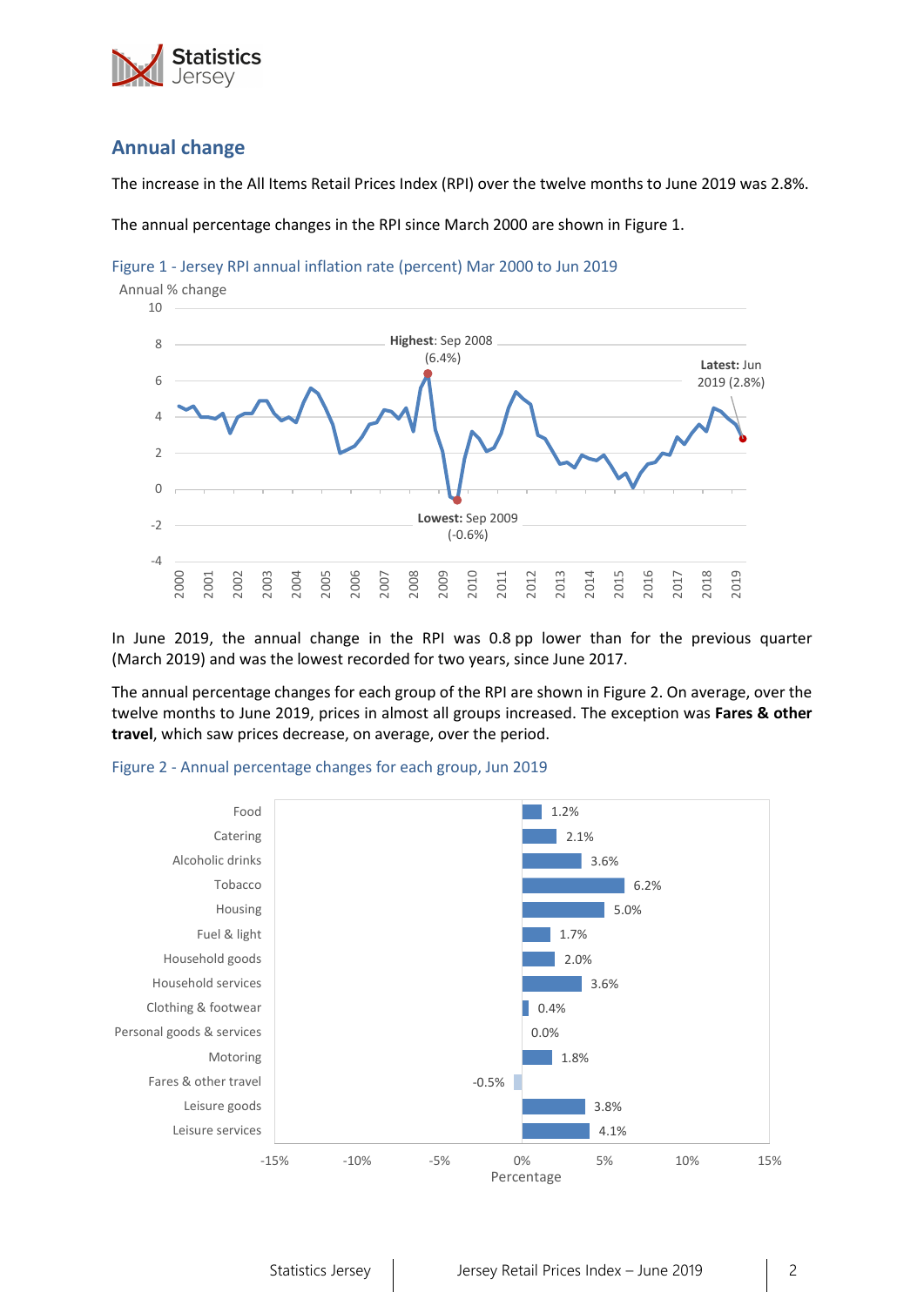## Annual change

The increase in the All Items Retail Prices Index (RPI) over the twelve months to June 2019 was 2.8%.

The annual percentage changes in the RPI since March 2000 are shown in Figure 1.

Figure 1 - Jersey RPI annual inflation rate (percent) Mar 2000 to Jun 2019

In June 2019, the annual change in the RPI was 0.8 pp lower than for the previous quarter (March 2019) and was the lowest recorded for two years, since June 2017.

The annual percentage changes for each group of the RPI are shown in Figure 2. On average, over the twelve months to June 2019, prices in almost all groups increased. The exception was **Fares & other travel**, which saw prices decrease, on average, over the period.

Figure 2 - Annual percentage changes for each group, Jun 2019

| Group | Annual % change |
|---|---|
| Food | 1.2% |
| Catering | 2.1% |
| Alcoholic drinks | 3.6% |
| Tobacco | 6.2% |
| Housing | 5.0% |
| Fuel & light | 1.7% |
| Household goods | 2.0% |
| Household services | 3.6% |
| Clothing & footwear | 0.4% |
| Personal goods & services | 0.0% |
| Motoring | 1.8% |
| Fares & other travel | -0.5% |
| Leisure goods | 3.8% |
| Leisure services | 4.1% |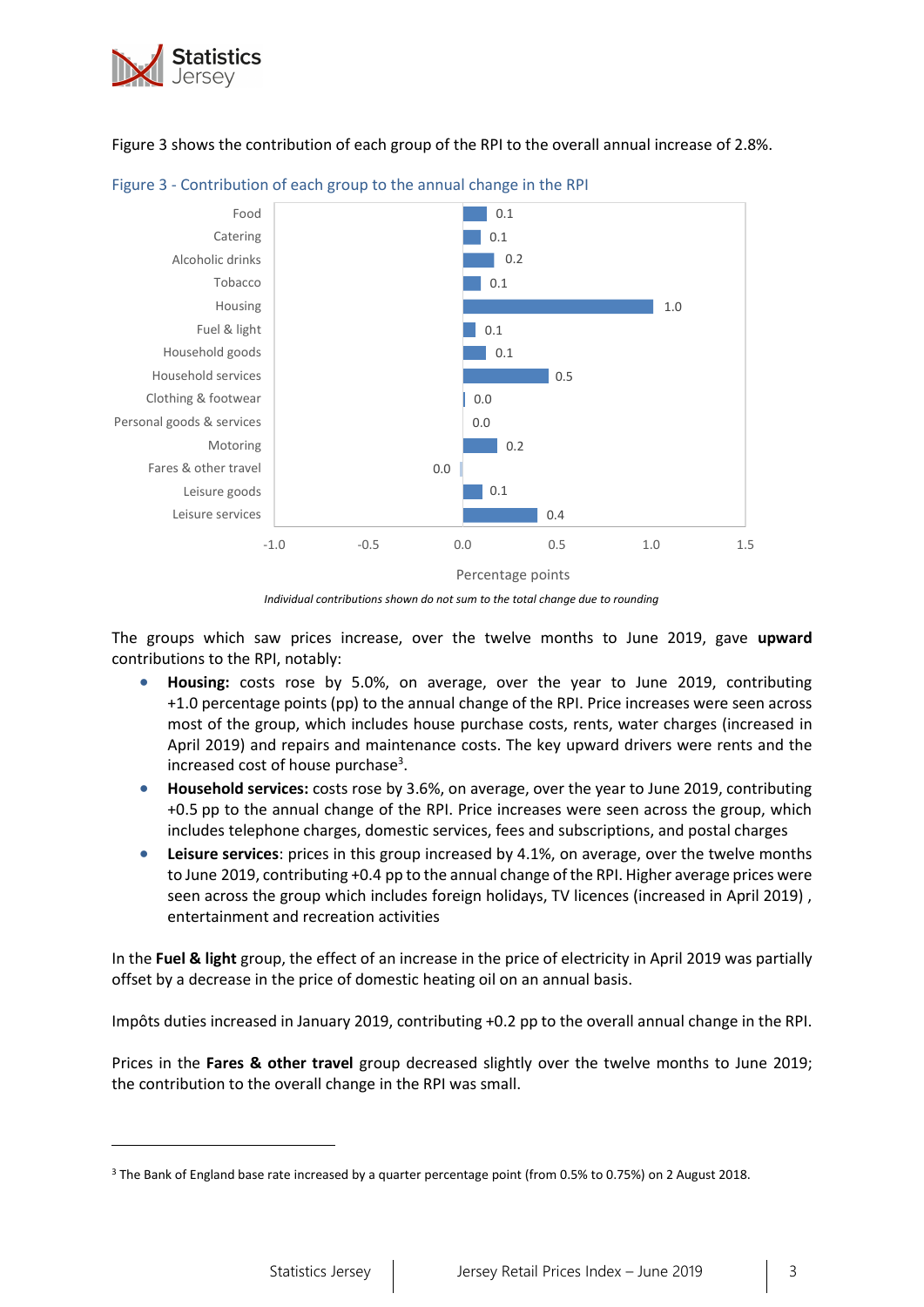Figure 3 shows the contribution of each group of the RPI to the overall annual increase of 2.8%.

Figure 3 - Contribution of each group to the annual change in the RPI

| Group | Percentage points |
|---|---|
| Food | 0.1 |
| Catering | 0.1 |
| Alcoholic drinks | 0.2 |
| Tobacco | 0.1 |
| Housing | 1.0 |
| Fuel & light | 0.1 |
| Household goods | 0.1 |
| Household services | 0.5 |
| Clothing & footwear | 0.0 |
| Personal goods & services | 0.0 |
| Motoring | 0.2 |
| Fares & other travel | 0.0 |
| Leisure goods | 0.1 |
| Leisure services | 0.4 |

*Individual contributions shown do not sum to the total change due to rounding*

The groups which saw prices increase, over the twelve months to June 2019, gave **upward** contributions to the RPI, notably:

- **Housing:** costs rose by 5.0%, on average, over the year to June 2019, contributing +1.0 percentage points (pp) to the annual change of the RPI. Price increases were seen across most of the group, which includes house purchase costs, rents, water charges (increased in April 2019) and repairs and maintenance costs. The key upward drivers were rents and the increased cost of house purchase[3].
- **Household services:** costs rose by 3.6%, on average, over the year to June 2019, contributing +0.5 pp to the annual change of the RPI. Price increases were seen across the group, which includes telephone charges, domestic services, fees and subscriptions, and postal charges
- **Leisure services**: prices in this group increased by 4.1%, on average, over the twelve months to June 2019, contributing +0.4 pp to the annual change of the RPI. Higher average prices were seen across the group which includes foreign holidays, TV licences (increased in April 2019) , entertainment and recreation activities

In the **Fuel & light** group, the effect of an increase in the price of electricity in April 2019 was partially offset by a decrease in the price of domestic heating oil on an annual basis.

Impôts duties increased in January 2019, contributing +0.2 pp to the overall annual change in the RPI.

Prices in the **Fares & other travel** group decreased slightly over the twelve months to June 2019; the contribution to the overall change in the RPI was small.

[3] The Bank of England base rate increased by a quarter percentage point (from 0.5% to 0.75%) on 2 August 2018.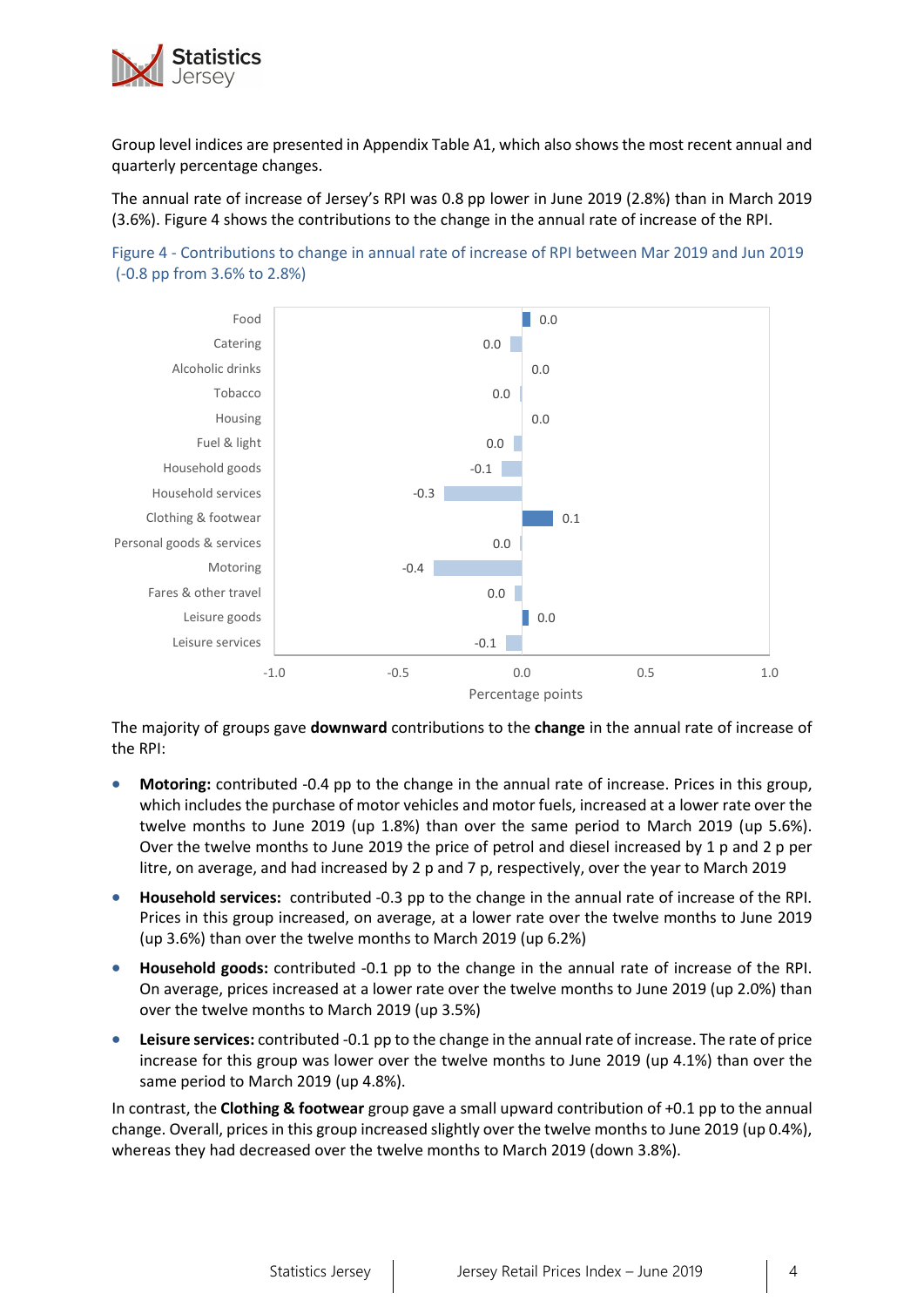Group level indices are presented in Appendix Table A1, which also shows the most recent annual and quarterly percentage changes.

The annual rate of increase of Jersey's RPI was 0.8 pp lower in June 2019 (2.8%) than in March 2019 (3.6%). Figure 4 shows the contributions to the change in the annual rate of increase of the RPI.

Figure 4 - Contributions to change in annual rate of increase of RPI between Mar 2019 and Jun 2019 (-0.8 pp from 3.6% to 2.8%)

| Group | Contribution (percentage points) |
|---|---|
| Food | 0.0 |
| Catering | 0.0 |
| Alcoholic drinks | 0.0 |
| Tobacco | 0.0 |
| Housing | 0.0 |
| Fuel & light | 0.0 |
| Household goods | -0.1 |
| Household services | -0.3 |
| Clothing & footwear | 0.1 |
| Personal goods & services | 0.0 |
| Motoring | -0.4 |
| Fares & other travel | 0.0 |
| Leisure goods | 0.0 |
| Leisure services | -0.1 |

The majority of groups gave **downward** contributions to the **change** in the annual rate of increase of the RPI:

- **Motoring:** contributed -0.4 pp to the change in the annual rate of increase. Prices in this group, which includes the purchase of motor vehicles and motor fuels, increased at a lower rate over the twelve months to June 2019 (up 1.8%) than over the same period to March 2019 (up 5.6%). Over the twelve months to June 2019 the price of petrol and diesel increased by 1 p and 2 p per litre, on average, and had increased by 2 p and 7 p, respectively, over the year to March 2019
- **Household services:** contributed -0.3 pp to the change in the annual rate of increase of the RPI. Prices in this group increased, on average, at a lower rate over the twelve months to June 2019 (up 3.6%) than over the twelve months to March 2019 (up 6.2%)
- **Household goods:** contributed -0.1 pp to the change in the annual rate of increase of the RPI. On average, prices increased at a lower rate over the twelve months to June 2019 (up 2.0%) than over the twelve months to March 2019 (up 3.5%)
- **Leisure services:** contributed -0.1 pp to the change in the annual rate of increase. The rate of price increase for this group was lower over the twelve months to June 2019 (up 4.1%) than over the same period to March 2019 (up 4.8%).

In contrast, the **Clothing & footwear** group gave a small upward contribution of +0.1 pp to the annual change. Overall, prices in this group increased slightly over the twelve months to June 2019 (up 0.4%), whereas they had decreased over the twelve months to March 2019 (down 3.8%).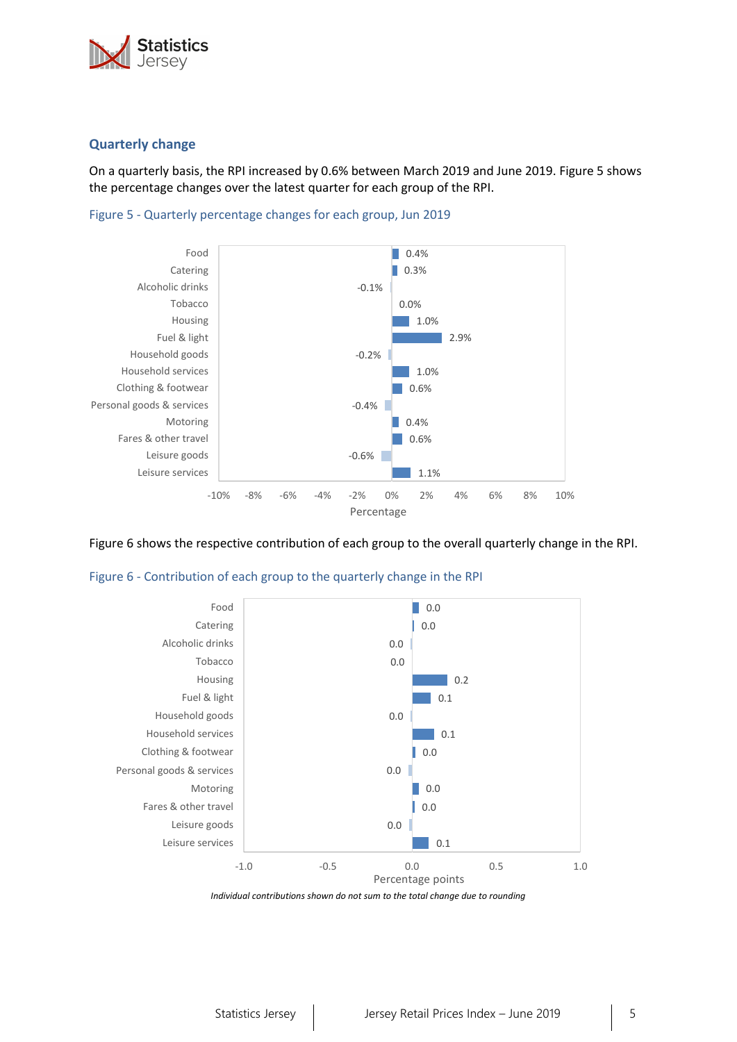## Quarterly change

On a quarterly basis, the RPI increased by 0.6% between March 2019 and June 2019. Figure 5 shows the percentage changes over the latest quarter for each group of the RPI.

Figure 5 - Quarterly percentage changes for each group, Jun 2019

| Group | Percentage |
|---|---|
| Food | 0.4% |
| Catering | 0.3% |
| Alcoholic drinks | -0.1% |
| Tobacco | 0.0% |
| Housing | 1.0% |
| Fuel & light | 2.9% |
| Household goods | -0.2% |
| Household services | 1.0% |
| Clothing & footwear | 0.6% |
| Personal goods & services | -0.4% |
| Motoring | 0.4% |
| Fares & other travel | 0.6% |
| Leisure goods | -0.6% |
| Leisure services | 1.1% |

Figure 6 shows the respective contribution of each group to the overall quarterly change in the RPI.

Figure 6 - Contribution of each group to the quarterly change in the RPI

| Group | Percentage points |
|---|---|
| Food | 0.0 |
| Catering | 0.0 |
| Alcoholic drinks | 0.0 |
| Tobacco | 0.0 |
| Housing | 0.2 |
| Fuel & light | 0.1 |
| Household goods | 0.0 |
| Household services | 0.1 |
| Clothing & footwear | 0.0 |
| Personal goods & services | 0.0 |
| Motoring | 0.0 |
| Fares & other travel | 0.0 |
| Leisure goods | 0.0 |
| Leisure services | 0.1 |

*Individual contributions shown do not sum to the total change due to rounding*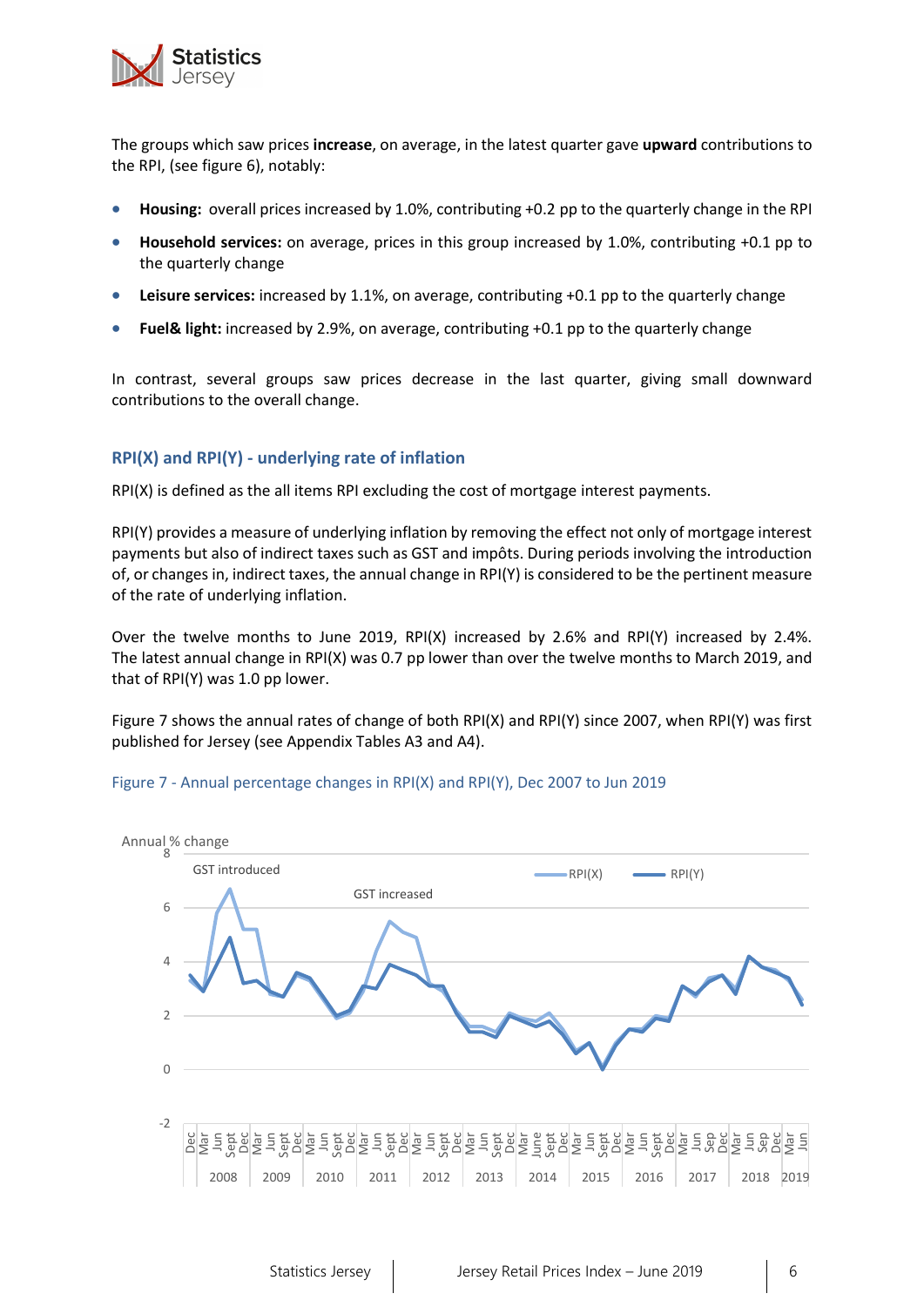The groups which saw prices **increase**, on average, in the latest quarter gave **upward** contributions to the RPI, (see figure 6), notably:

- **Housing:** overall prices increased by 1.0%, contributing +0.2 pp to the quarterly change in the RPI
- **Household services:** on average, prices in this group increased by 1.0%, contributing +0.1 pp to the quarterly change
- **Leisure services:** increased by 1.1%, on average, contributing +0.1 pp to the quarterly change
- **Fuel& light:** increased by 2.9%, on average, contributing +0.1 pp to the quarterly change

In contrast, several groups saw prices decrease in the last quarter, giving small downward contributions to the overall change.

### RPI(X) and RPI(Y) - underlying rate of inflation

RPI(X) is defined as the all items RPI excluding the cost of mortgage interest payments.

RPI(Y) provides a measure of underlying inflation by removing the effect not only of mortgage interest payments but also of indirect taxes such as GST and impôts. During periods involving the introduction of, or changes in, indirect taxes, the annual change in RPI(Y) is considered to be the pertinent measure of the rate of underlying inflation.

Over the twelve months to June 2019, RPI(X) increased by 2.6% and RPI(Y) increased by 2.4%. The latest annual change in RPI(X) was 0.7 pp lower than over the twelve months to March 2019, and that of RPI(Y) was 1.0 pp lower.

Figure 7 shows the annual rates of change of both RPI(X) and RPI(Y) since 2007, when RPI(Y) was first published for Jersey (see Appendix Tables A3 and A4).

Figure 7 - Annual percentage changes in RPI(X) and RPI(Y), Dec 2007 to Jun 2019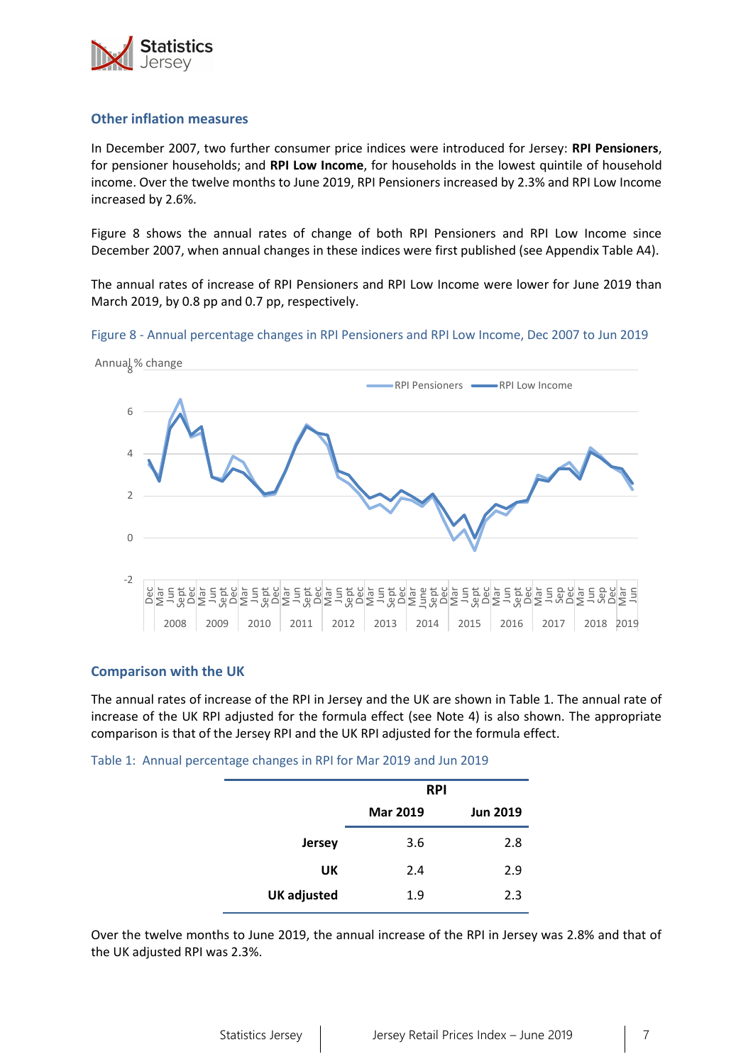## Other inflation measures

In December 2007, two further consumer price indices were introduced for Jersey: **RPI Pensioners**, for pensioner households; and **RPI Low Income**, for households in the lowest quintile of household income. Over the twelve months to June 2019, RPI Pensioners increased by 2.3% and RPI Low Income increased by 2.6%.

Figure 8 shows the annual rates of change of both RPI Pensioners and RPI Low Income since December 2007, when annual changes in these indices were first published (see Appendix Table A4).

The annual rates of increase of RPI Pensioners and RPI Low Income were lower for June 2019 than March 2019, by 0.8 pp and 0.7 pp, respectively.

Figure 8 - Annual percentage changes in RPI Pensioners and RPI Low Income, Dec 2007 to Jun 2019

## Comparison with the UK

The annual rates of increase of the RPI in Jersey and the UK are shown in Table 1. The annual rate of increase of the UK RPI adjusted for the formula effect (see Note 4) is also shown. The appropriate comparison is that of the Jersey RPI and the UK RPI adjusted for the formula effect.

Table 1: Annual percentage changes in RPI for Mar 2019 and Jun 2019

| | RPI | |
|---|---|---|
| | **Mar 2019** | **Jun 2019** |
| **Jersey** | 3.6 | 2.8 |
| **UK** | 2.4 | 2.9 |
| **UK adjusted** | 1.9 | 2.3 |

Over the twelve months to June 2019, the annual increase of the RPI in Jersey was 2.8% and that of the UK adjusted RPI was 2.3%.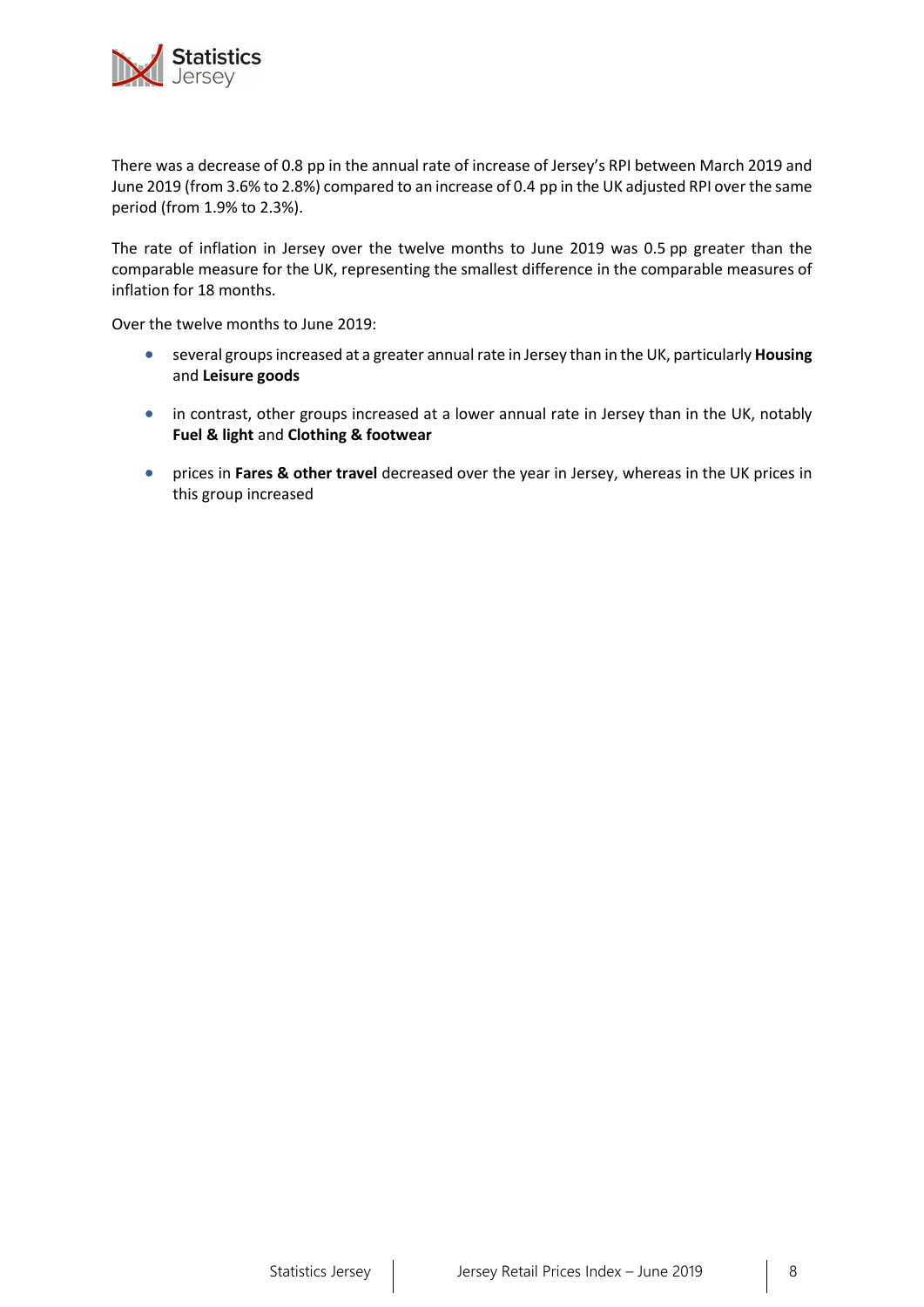There was a decrease of 0.8 pp in the annual rate of increase of Jersey's RPI between March 2019 and June 2019 (from 3.6% to 2.8%) compared to an increase of 0.4 pp in the UK adjusted RPI over the same period (from 1.9% to 2.3%).

The rate of inflation in Jersey over the twelve months to June 2019 was 0.5 pp greater than the comparable measure for the UK, representing the smallest difference in the comparable measures of inflation for 18 months.

Over the twelve months to June 2019:

- several groups increased at a greater annual rate in Jersey than in the UK, particularly **Housing** and **Leisure goods**
- in contrast, other groups increased at a lower annual rate in Jersey than in the UK, notably **Fuel & light** and **Clothing & footwear**
- prices in **Fares & other travel** decreased over the year in Jersey, whereas in the UK prices in this group increased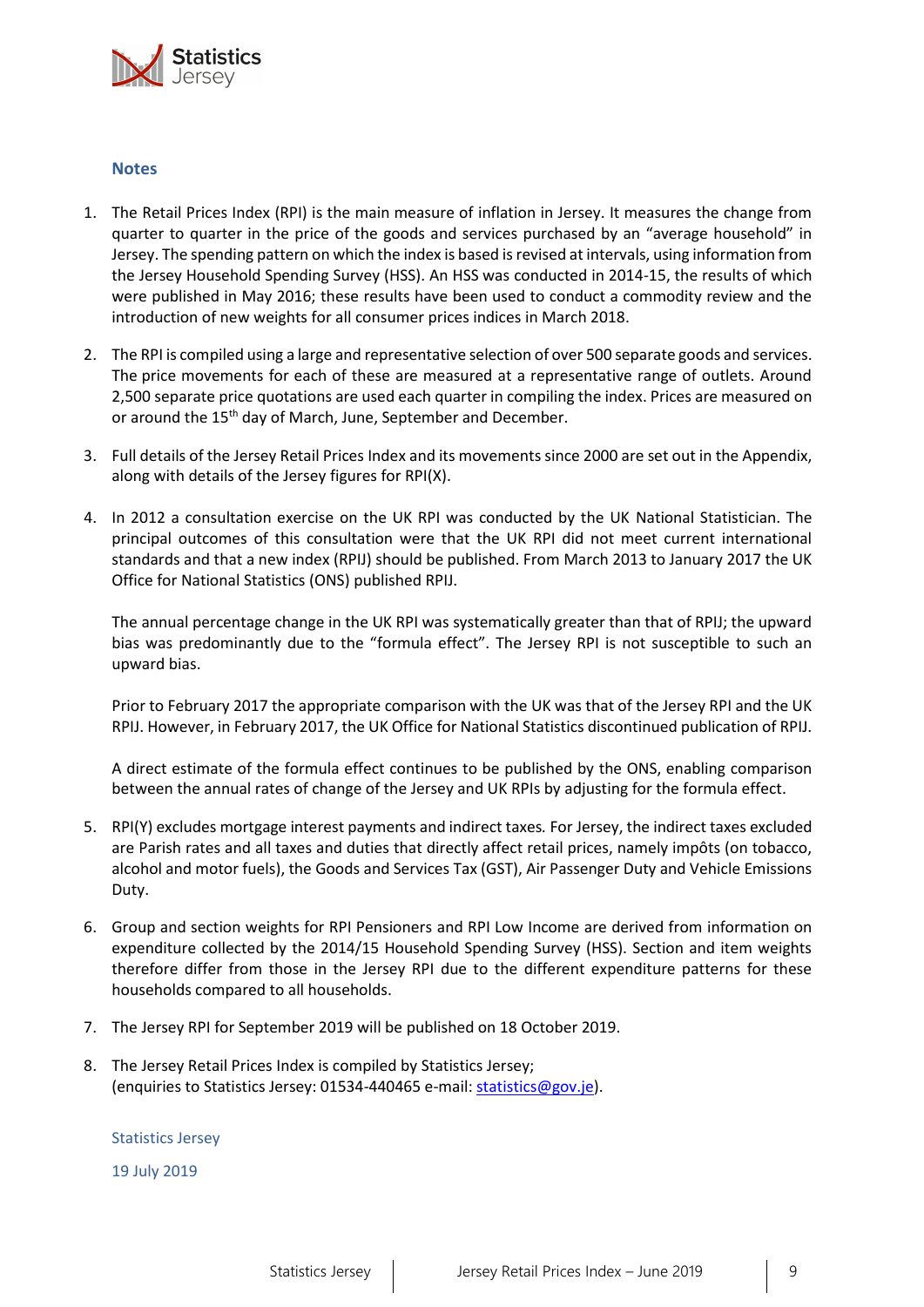## Notes

1. The Retail Prices Index (RPI) is the main measure of inflation in Jersey. It measures the change from quarter to quarter in the price of the goods and services purchased by an "average household" in Jersey. The spending pattern on which the index is based is revised at intervals, using information from the Jersey Household Spending Survey (HSS). An HSS was conducted in 2014-15, the results of which were published in May 2016; these results have been used to conduct a commodity review and the introduction of new weights for all consumer prices indices in March 2018.

2. The RPI is compiled using a large and representative selection of over 500 separate goods and services. The price movements for each of these are measured at a representative range of outlets. Around 2,500 separate price quotations are used each quarter in compiling the index. Prices are measured on or around the 15th day of March, June, September and December.

3. Full details of the Jersey Retail Prices Index and its movements since 2000 are set out in the Appendix, along with details of the Jersey figures for RPI(X).

4. In 2012 a consultation exercise on the UK RPI was conducted by the UK National Statistician. The principal outcomes of this consultation were that the UK RPI did not meet current international standards and that a new index (RPIJ) should be published. From March 2013 to January 2017 the UK Office for National Statistics (ONS) published RPIJ.

   The annual percentage change in the UK RPI was systematically greater than that of RPIJ; the upward bias was predominantly due to the "formula effect". The Jersey RPI is not susceptible to such an upward bias.

   Prior to February 2017 the appropriate comparison with the UK was that of the Jersey RPI and the UK RPIJ. However, in February 2017, the UK Office for National Statistics discontinued publication of RPIJ.

   A direct estimate of the formula effect continues to be published by the ONS, enabling comparison between the annual rates of change of the Jersey and UK RPIs by adjusting for the formula effect.

5. RPI(Y) excludes mortgage interest payments and indirect taxes. For Jersey, the indirect taxes excluded are Parish rates and all taxes and duties that directly affect retail prices, namely impôts (on tobacco, alcohol and motor fuels), the Goods and Services Tax (GST), Air Passenger Duty and Vehicle Emissions Duty.

6. Group and section weights for RPI Pensioners and RPI Low Income are derived from information on expenditure collected by the 2014/15 Household Spending Survey (HSS). Section and item weights therefore differ from those in the Jersey RPI due to the different expenditure patterns for these households compared to all households.

7. The Jersey RPI for September 2019 will be published on 18 October 2019.

8. The Jersey Retail Prices Index is compiled by Statistics Jersey;
   (enquiries to Statistics Jersey: 01534-440465 e-mail: statistics@gov.je).

Statistics Jersey

19 July 2019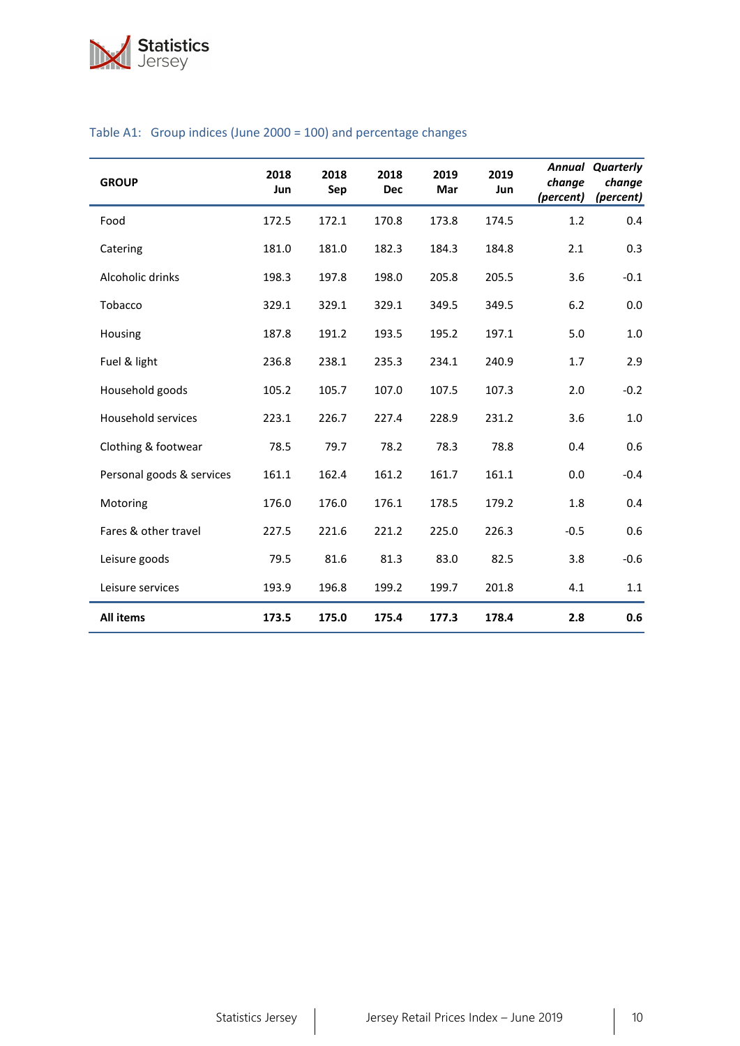Table A1: Group indices (June 2000 = 100) and percentage changes

| GROUP | 2018 Jun | 2018 Sep | 2018 Dec | 2019 Mar | 2019 Jun | *Annual change (percent)* | *Quarterly change (percent)* |
|---|---|---|---|---|---|---|---|
| Food | 172.5 | 172.1 | 170.8 | 173.8 | 174.5 | 1.2 | 0.4 |
| Catering | 181.0 | 181.0 | 182.3 | 184.3 | 184.8 | 2.1 | 0.3 |
| Alcoholic drinks | 198.3 | 197.8 | 198.0 | 205.8 | 205.5 | 3.6 | -0.1 |
| Tobacco | 329.1 | 329.1 | 329.1 | 349.5 | 349.5 | 6.2 | 0.0 |
| Housing | 187.8 | 191.2 | 193.5 | 195.2 | 197.1 | 5.0 | 1.0 |
| Fuel & light | 236.8 | 238.1 | 235.3 | 234.1 | 240.9 | 1.7 | 2.9 |
| Household goods | 105.2 | 105.7 | 107.0 | 107.5 | 107.3 | 2.0 | -0.2 |
| Household services | 223.1 | 226.7 | 227.4 | 228.9 | 231.2 | 3.6 | 1.0 |
| Clothing & footwear | 78.5 | 79.7 | 78.2 | 78.3 | 78.8 | 0.4 | 0.6 |
| Personal goods & services | 161.1 | 162.4 | 161.2 | 161.7 | 161.1 | 0.0 | -0.4 |
| Motoring | 176.0 | 176.0 | 176.1 | 178.5 | 179.2 | 1.8 | 0.4 |
| Fares & other travel | 227.5 | 221.6 | 221.2 | 225.0 | 226.3 | -0.5 | 0.6 |
| Leisure goods | 79.5 | 81.6 | 81.3 | 83.0 | 82.5 | 3.8 | -0.6 |
| Leisure services | 193.9 | 196.8 | 199.2 | 199.7 | 201.8 | 4.1 | 1.1 |
| **All items** | **173.5** | **175.0** | **175.4** | **177.3** | **178.4** | **2.8** | **0.6** |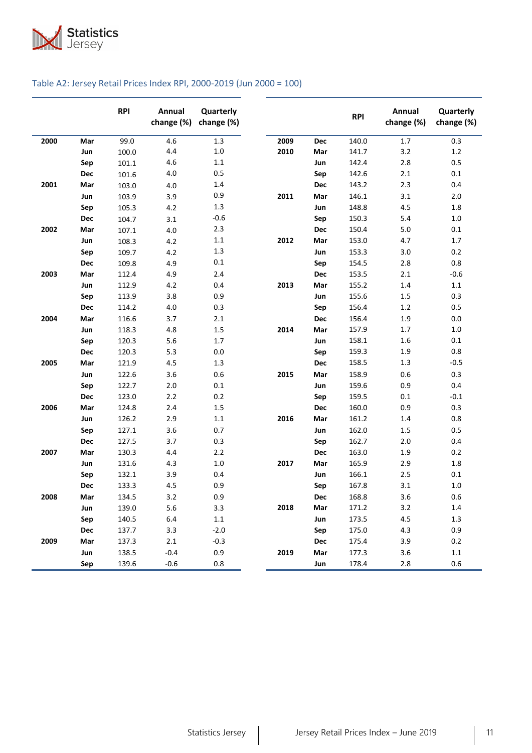## Table A2: Jersey Retail Prices Index RPI, 2000-2019 (Jun 2000 = 100)

| | | RPI | Annual change (%) | Quarterly change (%) |
|---|---|---|---|---|
| **2000** | **Mar** | 99.0 | 4.6 | 1.3 |
| | **Jun** | 100.0 | 4.4 | 1.0 |
| | **Sep** | 101.1 | 4.6 | 1.1 |
| | **Dec** | 101.6 | 4.0 | 0.5 |
| **2001** | **Mar** | 103.0 | 4.0 | 1.4 |
| | **Jun** | 103.9 | 3.9 | 0.9 |
| | **Sep** | 105.3 | 4.2 | 1.3 |
| | **Dec** | 104.7 | 3.1 | -0.6 |
| **2002** | **Mar** | 107.1 | 4.0 | 2.3 |
| | **Jun** | 108.3 | 4.2 | 1.1 |
| | **Sep** | 109.7 | 4.2 | 1.3 |
| | **Dec** | 109.8 | 4.9 | 0.1 |
| **2003** | **Mar** | 112.4 | 4.9 | 2.4 |
| | **Jun** | 112.9 | 4.2 | 0.4 |
| | **Sep** | 113.9 | 3.8 | 0.9 |
| | **Dec** | 114.2 | 4.0 | 0.3 |
| **2004** | **Mar** | 116.6 | 3.7 | 2.1 |
| | **Jun** | 118.3 | 4.8 | 1.5 |
| | **Sep** | 120.3 | 5.6 | 1.7 |
| | **Dec** | 120.3 | 5.3 | 0.0 |
| **2005** | **Mar** | 121.9 | 4.5 | 1.3 |
| | **Jun** | 122.6 | 3.6 | 0.6 |
| | **Sep** | 122.7 | 2.0 | 0.1 |
| | **Dec** | 123.0 | 2.2 | 0.2 |
| **2006** | **Mar** | 124.8 | 2.4 | 1.5 |
| | **Jun** | 126.2 | 2.9 | 1.1 |
| | **Sep** | 127.1 | 3.6 | 0.7 |
| | **Dec** | 127.5 | 3.7 | 0.3 |
| **2007** | **Mar** | 130.3 | 4.4 | 2.2 |
| | **Jun** | 131.6 | 4.3 | 1.0 |
| | **Sep** | 132.1 | 3.9 | 0.4 |
| | **Dec** | 133.3 | 4.5 | 0.9 |
| **2008** | **Mar** | 134.5 | 3.2 | 0.9 |
| | **Jun** | 139.0 | 5.6 | 3.3 |
| | **Sep** | 140.5 | 6.4 | 1.1 |
| | **Dec** | 137.7 | 3.3 | -2.0 |
| **2009** | **Mar** | 137.3 | 2.1 | -0.3 |
| | **Jun** | 138.5 | -0.4 | 0.9 |
| | **Sep** | 139.6 | -0.6 | 0.8 |
| **2009** | **Dec** | 140.0 | 1.7 | 0.3 |
| **2010** | **Mar** | 141.7 | 3.2 | 1.2 |
| | **Jun** | 142.4 | 2.8 | 0.5 |
| | **Sep** | 142.6 | 2.1 | 0.1 |
| | **Dec** | 143.2 | 2.3 | 0.4 |
| **2011** | **Mar** | 146.1 | 3.1 | 2.0 |
| | **Jun** | 148.8 | 4.5 | 1.8 |
| | **Sep** | 150.3 | 5.4 | 1.0 |
| | **Dec** | 150.4 | 5.0 | 0.1 |
| **2012** | **Mar** | 153.0 | 4.7 | 1.7 |
| | **Jun** | 153.3 | 3.0 | 0.2 |
| | **Sep** | 154.5 | 2.8 | 0.8 |
| | **Dec** | 153.5 | 2.1 | -0.6 |
| **2013** | **Mar** | 155.2 | 1.4 | 1.1 |
| | **Jun** | 155.6 | 1.5 | 0.3 |
| | **Sep** | 156.4 | 1.2 | 0.5 |
| | **Dec** | 156.4 | 1.9 | 0.0 |
| **2014** | **Mar** | 157.9 | 1.7 | 1.0 |
| | **Jun** | 158.1 | 1.6 | 0.1 |
| | **Sep** | 159.3 | 1.9 | 0.8 |
| | **Dec** | 158.5 | 1.3 | -0.5 |
| **2015** | **Mar** | 158.9 | 0.6 | 0.3 |
| | **Jun** | 159.6 | 0.9 | 0.4 |
| | **Sep** | 159.5 | 0.1 | -0.1 |
| | **Dec** | 160.0 | 0.9 | 0.3 |
| **2016** | **Mar** | 161.2 | 1.4 | 0.8 |
| | **Jun** | 162.0 | 1.5 | 0.5 |
| | **Sep** | 162.7 | 2.0 | 0.4 |
| | **Dec** | 163.0 | 1.9 | 0.2 |
| **2017** | **Mar** | 165.9 | 2.9 | 1.8 |
| | **Jun** | 166.1 | 2.5 | 0.1 |
| | **Sep** | 167.8 | 3.1 | 1.0 |
| | **Dec** | 168.8 | 3.6 | 0.6 |
| **2018** | **Mar** | 171.2 | 3.2 | 1.4 |
| | **Jun** | 173.5 | 4.5 | 1.3 |
| | **Sep** | 175.0 | 4.3 | 0.9 |
| | **Dec** | 175.4 | 3.9 | 0.2 |
| **2019** | **Mar** | 177.3 | 3.6 | 1.1 |
| | **Jun** | 178.4 | 2.8 | 0.6 |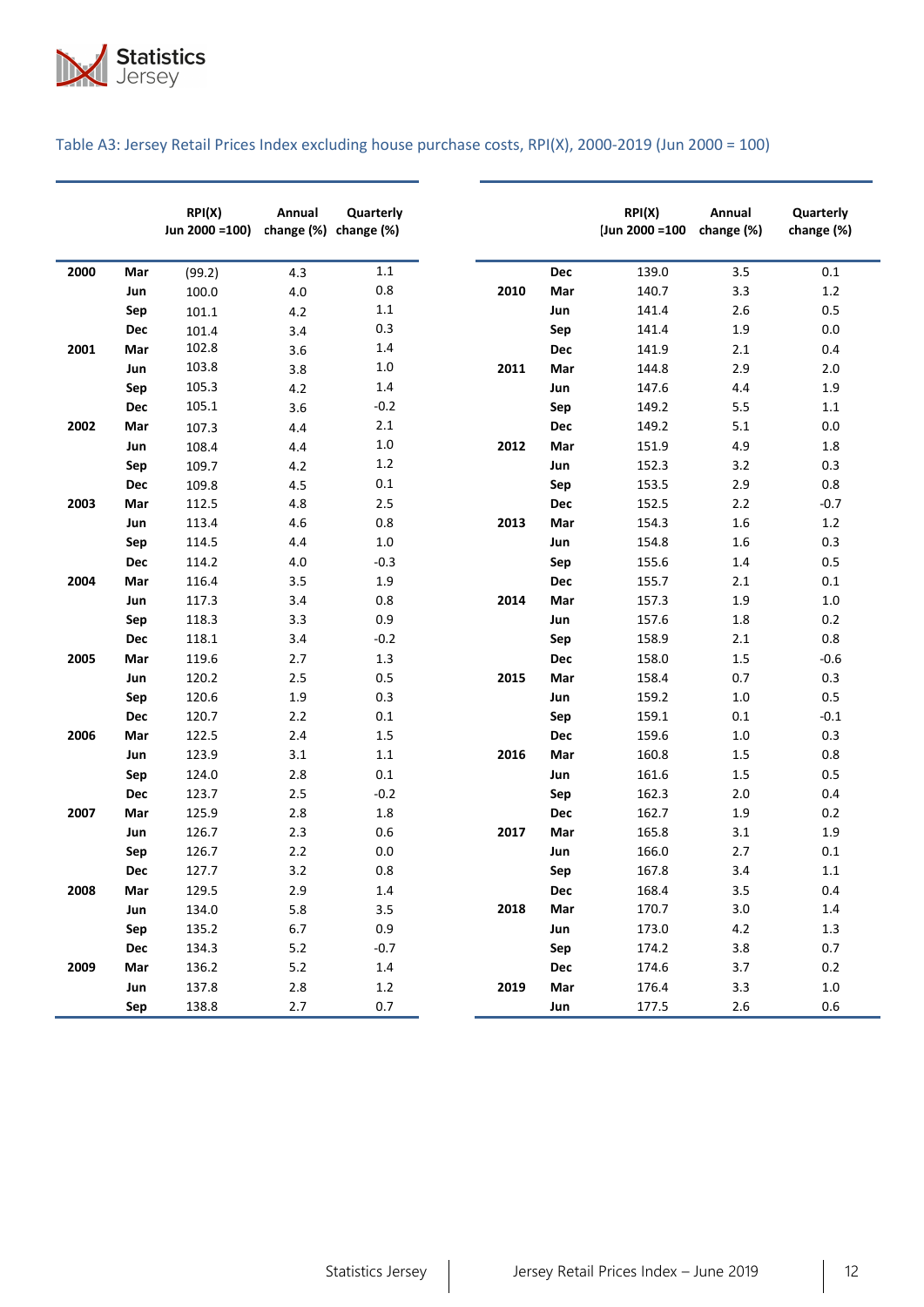Table A3: Jersey Retail Prices Index excluding house purchase costs, RPI(X), 2000-2019 (Jun 2000 = 100)

| | | RPI(X) Jun 2000 =100) | Annual change (%) | Quarterly change (%) |
|---|---|---|---|---|
| 2000 | Mar | (99.2) | 4.3 | 1.1 |
| | Jun | 100.0 | 4.0 | 0.8 |
| | Sep | 101.1 | 4.2 | 1.1 |
| | Dec | 101.4 | 3.4 | 0.3 |
| 2001 | Mar | 102.8 | 3.6 | 1.4 |
| | Jun | 103.8 | 3.8 | 1.0 |
| | Sep | 105.3 | 4.2 | 1.4 |
| | Dec | 105.1 | 3.6 | -0.2 |
| 2002 | Mar | 107.3 | 4.4 | 2.1 |
| | Jun | 108.4 | 4.4 | 1.0 |
| | Sep | 109.7 | 4.2 | 1.2 |
| | Dec | 109.8 | 4.5 | 0.1 |
| 2003 | Mar | 112.5 | 4.8 | 2.5 |
| | Jun | 113.4 | 4.6 | 0.8 |
| | Sep | 114.5 | 4.4 | 1.0 |
| | Dec | 114.2 | 4.0 | -0.3 |
| 2004 | Mar | 116.4 | 3.5 | 1.9 |
| | Jun | 117.3 | 3.4 | 0.8 |
| | Sep | 118.3 | 3.3 | 0.9 |
| | Dec | 118.1 | 3.4 | -0.2 |
| 2005 | Mar | 119.6 | 2.7 | 1.3 |
| | Jun | 120.2 | 2.5 | 0.5 |
| | Sep | 120.6 | 1.9 | 0.3 |
| | Dec | 120.7 | 2.2 | 0.1 |
| 2006 | Mar | 122.5 | 2.4 | 1.5 |
| | Jun | 123.9 | 3.1 | 1.1 |
| | Sep | 124.0 | 2.8 | 0.1 |
| | Dec | 123.7 | 2.5 | -0.2 |
| 2007 | Mar | 125.9 | 2.8 | 1.8 |
| | Jun | 126.7 | 2.3 | 0.6 |
| | Sep | 126.7 | 2.2 | 0.0 |
| | Dec | 127.7 | 3.2 | 0.8 |
| 2008 | Mar | 129.5 | 2.9 | 1.4 |
| | Jun | 134.0 | 5.8 | 3.5 |
| | Sep | 135.2 | 6.7 | 0.9 |
| | Dec | 134.3 | 5.2 | -0.7 |
| 2009 | Mar | 136.2 | 5.2 | 1.4 |
| | Jun | 137.8 | 2.8 | 1.2 |
| | Sep | 138.8 | 2.7 | 0.7 |
| | Dec | 139.0 | 3.5 | 0.1 |
| 2010 | Mar | 140.7 | 3.3 | 1.2 |
| | Jun | 141.4 | 2.6 | 0.5 |
| | Sep | 141.4 | 1.9 | 0.0 |
| | Dec | 141.9 | 2.1 | 0.4 |
| 2011 | Mar | 144.8 | 2.9 | 2.0 |
| | Jun | 147.6 | 4.4 | 1.9 |
| | Sep | 149.2 | 5.5 | 1.1 |
| | Dec | 149.2 | 5.1 | 0.0 |
| 2012 | Mar | 151.9 | 4.9 | 1.8 |
| | Jun | 152.3 | 3.2 | 0.3 |
| | Sep | 153.5 | 2.9 | 0.8 |
| | Dec | 152.5 | 2.2 | -0.7 |
| 2013 | Mar | 154.3 | 1.6 | 1.2 |
| | Jun | 154.8 | 1.6 | 0.3 |
| | Sep | 155.6 | 1.4 | 0.5 |
| | Dec | 155.7 | 2.1 | 0.1 |
| 2014 | Mar | 157.3 | 1.9 | 1.0 |
| | Jun | 157.6 | 1.8 | 0.2 |
| | Sep | 158.9 | 2.1 | 0.8 |
| | Dec | 158.0 | 1.5 | -0.6 |
| 2015 | Mar | 158.4 | 0.7 | 0.3 |
| | Jun | 159.2 | 1.0 | 0.5 |
| | Sep | 159.1 | 0.1 | -0.1 |
| | Dec | 159.6 | 1.0 | 0.3 |
| 2016 | Mar | 160.8 | 1.5 | 0.8 |
| | Jun | 161.6 | 1.5 | 0.5 |
| | Sep | 162.3 | 2.0 | 0.4 |
| | Dec | 162.7 | 1.9 | 0.2 |
| 2017 | Mar | 165.8 | 3.1 | 1.9 |
| | Jun | 166.0 | 2.7 | 0.1 |
| | Sep | 167.8 | 3.4 | 1.1 |
| | Dec | 168.4 | 3.5 | 0.4 |
| 2018 | Mar | 170.7 | 3.0 | 1.4 |
| | Jun | 173.0 | 4.2 | 1.3 |
| | Sep | 174.2 | 3.8 | 0.7 |
| | Dec | 174.6 | 3.7 | 0.2 |
| 2019 | Mar | 176.4 | 3.3 | 1.0 |
| | Jun | 177.5 | 2.6 | 0.6 |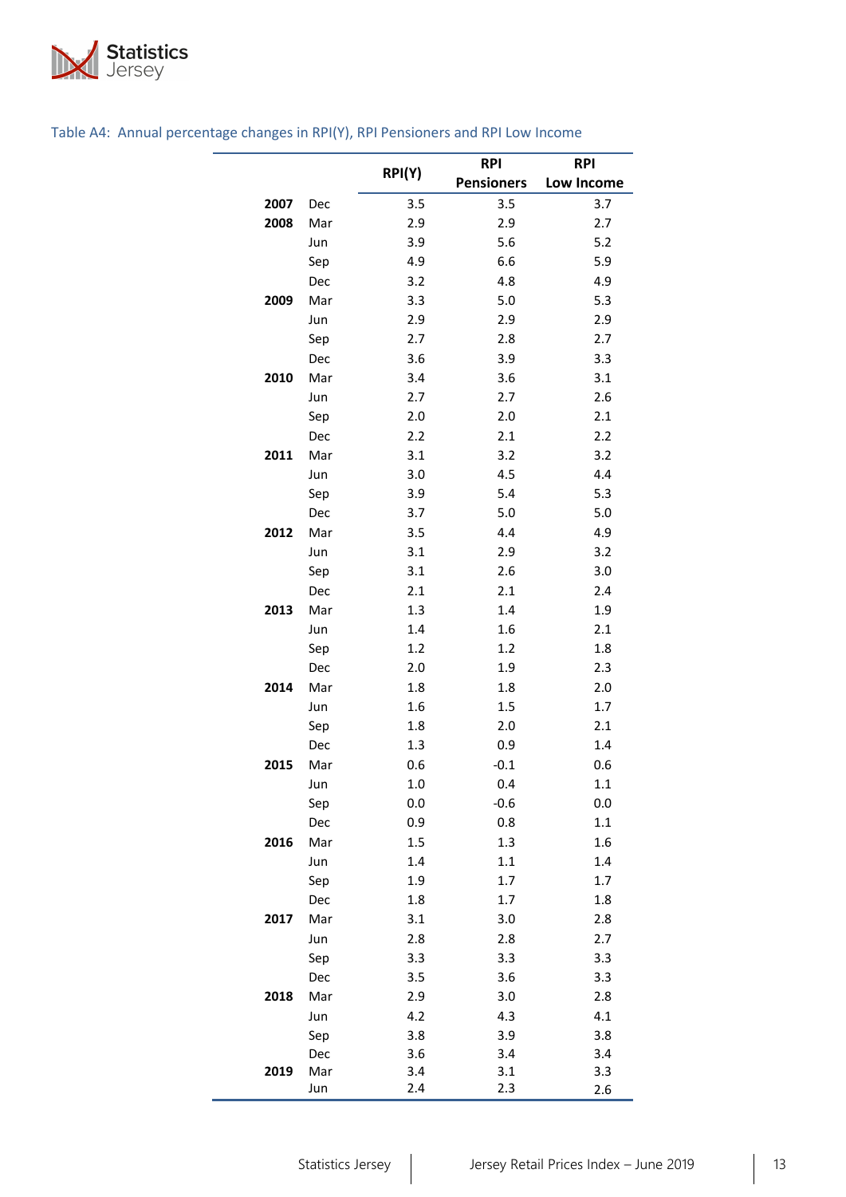Table A4: Annual percentage changes in RPI(Y), RPI Pensioners and RPI Low Income

| | | RPI(Y) | RPI Pensioners | RPI Low Income |
|---|---|---|---|---|
| **2007** | Dec | 3.5 | 3.5 | 3.7 |
| **2008** | Mar | 2.9 | 2.9 | 2.7 |
| | Jun | 3.9 | 5.6 | 5.2 |
| | Sep | 4.9 | 6.6 | 5.9 |
| | Dec | 3.2 | 4.8 | 4.9 |
| **2009** | Mar | 3.3 | 5.0 | 5.3 |
| | Jun | 2.9 | 2.9 | 2.9 |
| | Sep | 2.7 | 2.8 | 2.7 |
| | Dec | 3.6 | 3.9 | 3.3 |
| **2010** | Mar | 3.4 | 3.6 | 3.1 |
| | Jun | 2.7 | 2.7 | 2.6 |
| | Sep | 2.0 | 2.0 | 2.1 |
| | Dec | 2.2 | 2.1 | 2.2 |
| **2011** | Mar | 3.1 | 3.2 | 3.2 |
| | Jun | 3.0 | 4.5 | 4.4 |
| | Sep | 3.9 | 5.4 | 5.3 |
| | Dec | 3.7 | 5.0 | 5.0 |
| **2012** | Mar | 3.5 | 4.4 | 4.9 |
| | Jun | 3.1 | 2.9 | 3.2 |
| | Sep | 3.1 | 2.6 | 3.0 |
| | Dec | 2.1 | 2.1 | 2.4 |
| **2013** | Mar | 1.3 | 1.4 | 1.9 |
| | Jun | 1.4 | 1.6 | 2.1 |
| | Sep | 1.2 | 1.2 | 1.8 |
| | Dec | 2.0 | 1.9 | 2.3 |
| **2014** | Mar | 1.8 | 1.8 | 2.0 |
| | Jun | 1.6 | 1.5 | 1.7 |
| | Sep | 1.8 | 2.0 | 2.1 |
| | Dec | 1.3 | 0.9 | 1.4 |
| **2015** | Mar | 0.6 | -0.1 | 0.6 |
| | Jun | 1.0 | 0.4 | 1.1 |
| | Sep | 0.0 | -0.6 | 0.0 |
| | Dec | 0.9 | 0.8 | 1.1 |
| **2016** | Mar | 1.5 | 1.3 | 1.6 |
| | Jun | 1.4 | 1.1 | 1.4 |
| | Sep | 1.9 | 1.7 | 1.7 |
| | Dec | 1.8 | 1.7 | 1.8 |
| **2017** | Mar | 3.1 | 3.0 | 2.8 |
| | Jun | 2.8 | 2.8 | 2.7 |
| | Sep | 3.3 | 3.3 | 3.3 |
| | Dec | 3.5 | 3.6 | 3.3 |
| **2018** | Mar | 2.9 | 3.0 | 2.8 |
| | Jun | 4.2 | 4.3 | 4.1 |
| | Sep | 3.8 | 3.9 | 3.8 |
| | Dec | 3.6 | 3.4 | 3.4 |
| **2019** | Mar | 3.4 | 3.1 | 3.3 |
| | Jun | 2.4 | 2.3 | 2.6 |